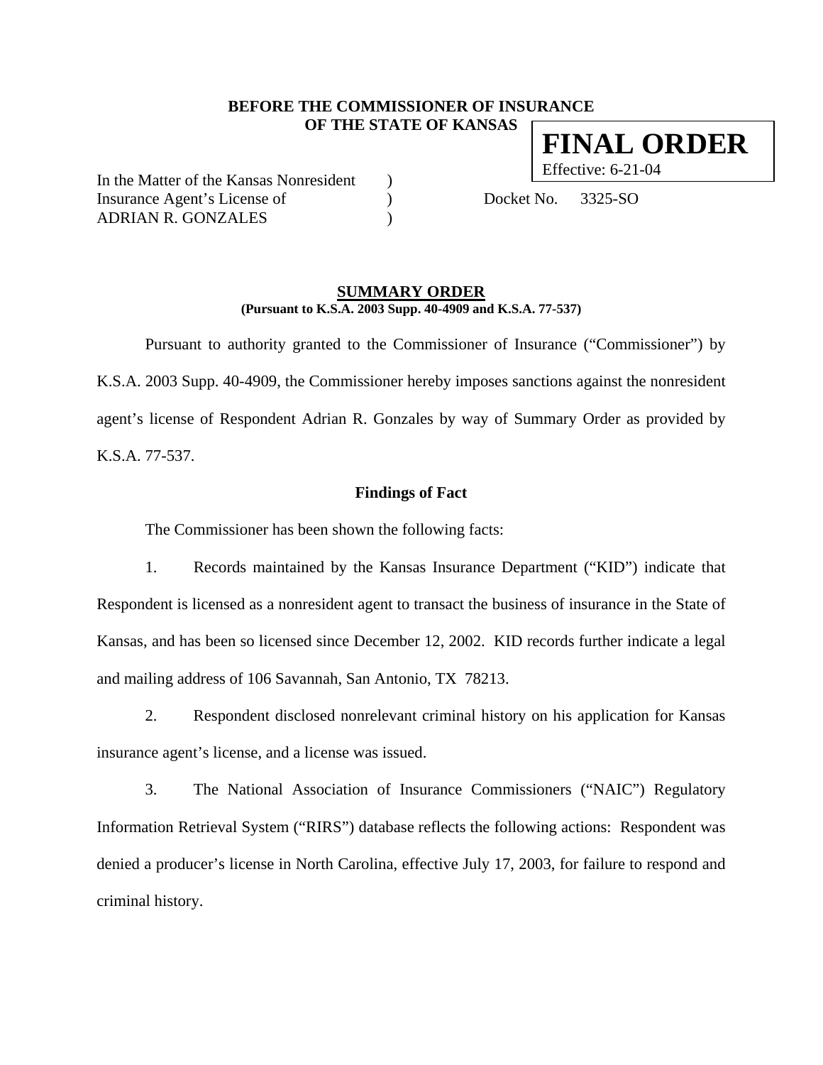**BEFORE THE COMMISSIONER OF INSURANCE**
**OF THE STATE OF KANSAS**

**FINAL ORDER**
Effective: 6-21-04

In the Matter of the Kansas Nonresident )
Insurance Agent's License of )
ADRIAN R. GONZALES )

Docket No. 3325-SO

## SUMMARY ORDER

**(Pursuant to K.S.A. 2003 Supp. 40-4909 and K.S.A. 77-537)**

Pursuant to authority granted to the Commissioner of Insurance ("Commissioner") by K.S.A. 2003 Supp. 40-4909, the Commissioner hereby imposes sanctions against the nonresident agent's license of Respondent Adrian R. Gonzales by way of Summary Order as provided by K.S.A. 77-537.

### Findings of Fact

The Commissioner has been shown the following facts:

1. Records maintained by the Kansas Insurance Department ("KID") indicate that Respondent is licensed as a nonresident agent to transact the business of insurance in the State of Kansas, and has been so licensed since December 12, 2002. KID records further indicate a legal and mailing address of 106 Savannah, San Antonio, TX 78213.

2. Respondent disclosed nonrelevant criminal history on his application for Kansas insurance agent's license, and a license was issued.

3. The National Association of Insurance Commissioners ("NAIC") Regulatory Information Retrieval System ("RIRS") database reflects the following actions: Respondent was denied a producer's license in North Carolina, effective July 17, 2003, for failure to respond and criminal history.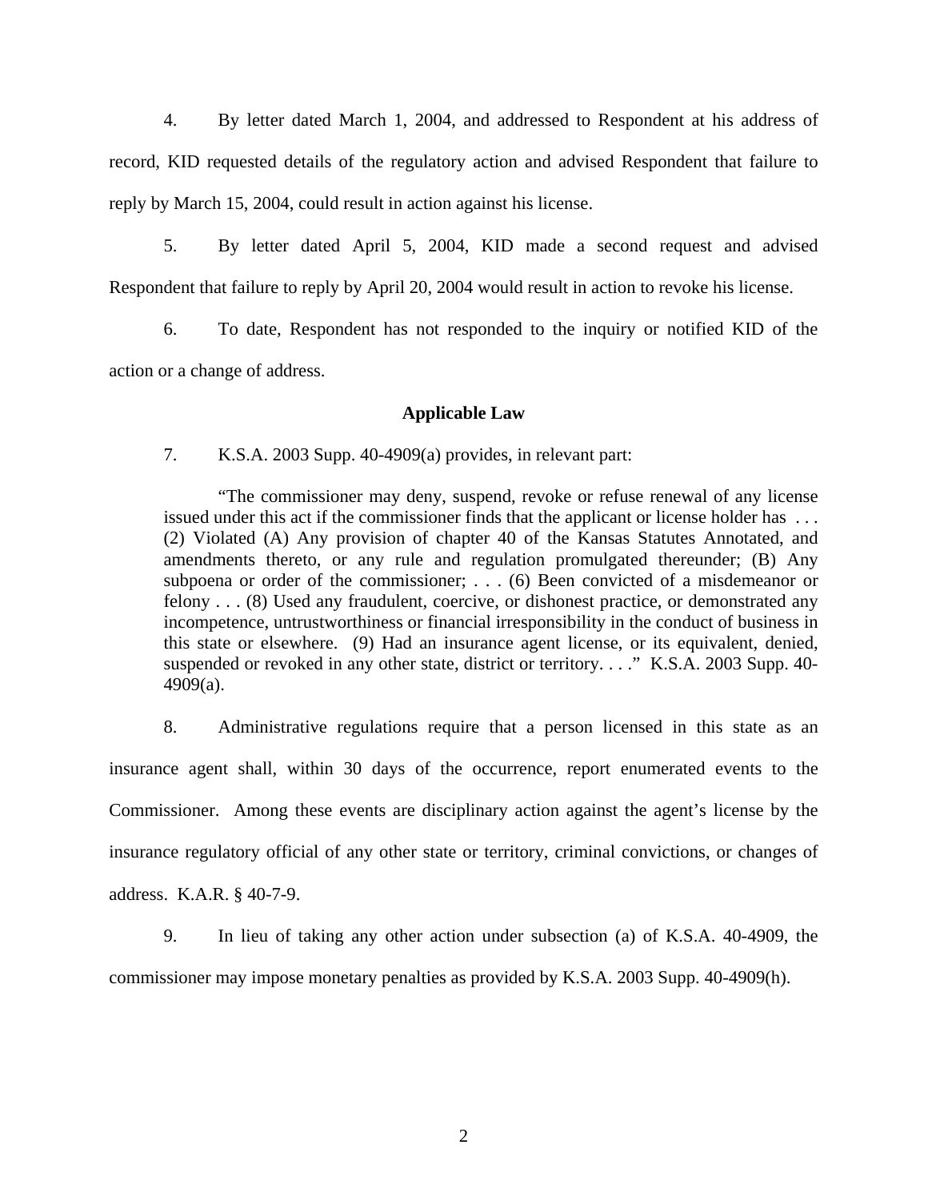4. By letter dated March 1, 2004, and addressed to Respondent at his address of record, KID requested details of the regulatory action and advised Respondent that failure to reply by March 15, 2004, could result in action against his license.

5. By letter dated April 5, 2004, KID made a second request and advised Respondent that failure to reply by April 20, 2004 would result in action to revoke his license.

6. To date, Respondent has not responded to the inquiry or notified KID of the action or a change of address.

**Applicable Law**

7. K.S.A. 2003 Supp. 40-4909(a) provides, in relevant part:

> "The commissioner may deny, suspend, revoke or refuse renewal of any license issued under this act if the commissioner finds that the applicant or license holder has . . . (2) Violated (A) Any provision of chapter 40 of the Kansas Statutes Annotated, and amendments thereto, or any rule and regulation promulgated thereunder; (B) Any subpoena or order of the commissioner; . . . (6) Been convicted of a misdemeanor or felony . . . (8) Used any fraudulent, coercive, or dishonest practice, or demonstrated any incompetence, untrustworthiness or financial irresponsibility in the conduct of business in this state or elsewhere. (9) Had an insurance agent license, or its equivalent, denied, suspended or revoked in any other state, district or territory. . . ." K.S.A. 2003 Supp. 40-4909(a).

8. Administrative regulations require that a person licensed in this state as an insurance agent shall, within 30 days of the occurrence, report enumerated events to the Commissioner. Among these events are disciplinary action against the agent's license by the insurance regulatory official of any other state or territory, criminal convictions, or changes of address. K.A.R. § 40-7-9.

9. In lieu of taking any other action under subsection (a) of K.S.A. 40-4909, the commissioner may impose monetary penalties as provided by K.S.A. 2003 Supp. 40-4909(h).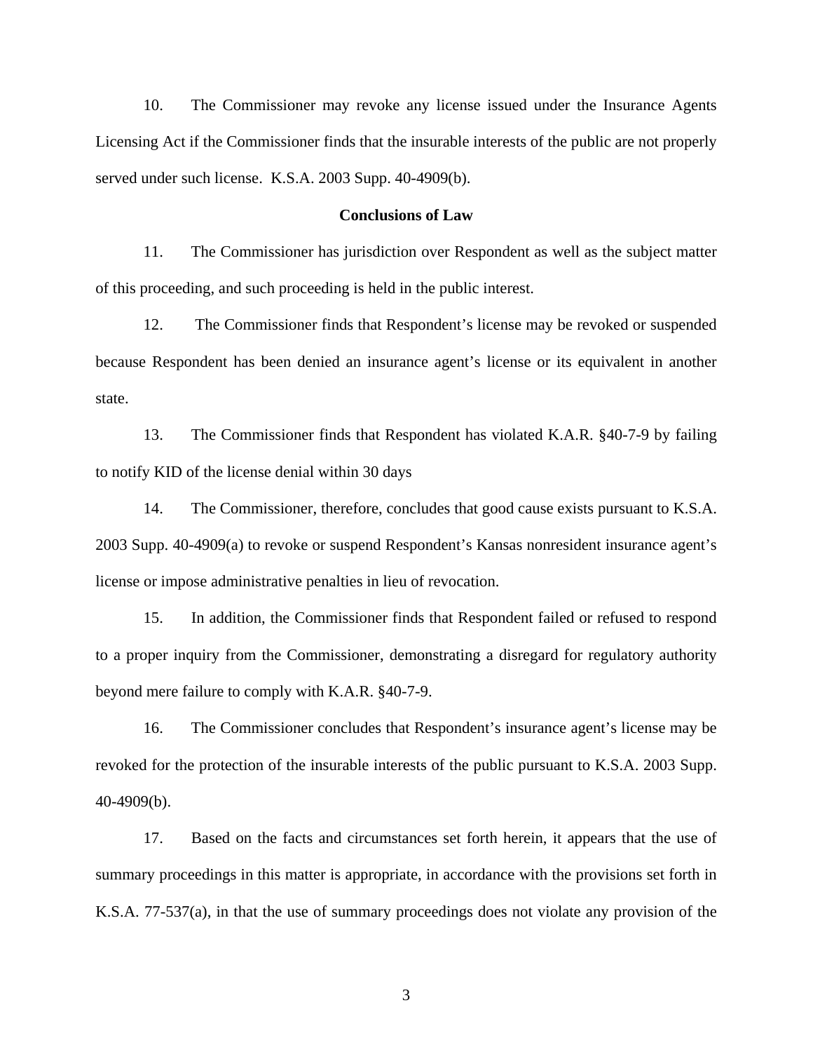10. The Commissioner may revoke any license issued under the Insurance Agents Licensing Act if the Commissioner finds that the insurable interests of the public are not properly served under such license. K.S.A. 2003 Supp. 40-4909(b).

**Conclusions of Law**

11. The Commissioner has jurisdiction over Respondent as well as the subject matter of this proceeding, and such proceeding is held in the public interest.

12. The Commissioner finds that Respondent's license may be revoked or suspended because Respondent has been denied an insurance agent's license or its equivalent in another state.

13. The Commissioner finds that Respondent has violated K.A.R. §40-7-9 by failing to notify KID of the license denial within 30 days

14. The Commissioner, therefore, concludes that good cause exists pursuant to K.S.A. 2003 Supp. 40-4909(a) to revoke or suspend Respondent's Kansas nonresident insurance agent's license or impose administrative penalties in lieu of revocation.

15. In addition, the Commissioner finds that Respondent failed or refused to respond to a proper inquiry from the Commissioner, demonstrating a disregard for regulatory authority beyond mere failure to comply with K.A.R. §40-7-9.

16. The Commissioner concludes that Respondent's insurance agent's license may be revoked for the protection of the insurable interests of the public pursuant to K.S.A. 2003 Supp. 40-4909(b).

17. Based on the facts and circumstances set forth herein, it appears that the use of summary proceedings in this matter is appropriate, in accordance with the provisions set forth in K.S.A. 77-537(a), in that the use of summary proceedings does not violate any provision of the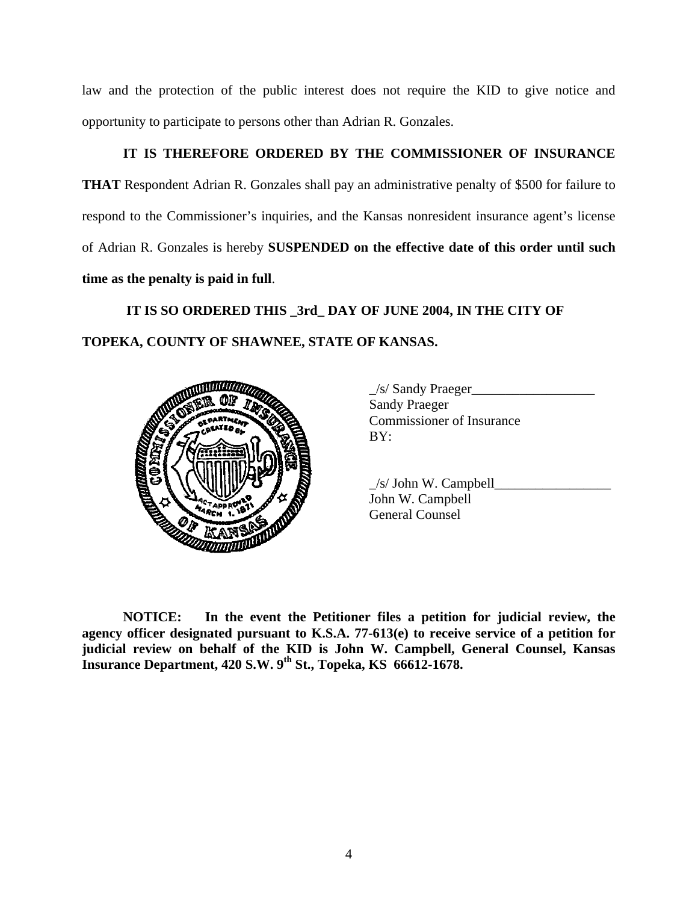law and the protection of the public interest does not require the KID to give notice and opportunity to participate to persons other than Adrian R. Gonzales.

**IT IS THEREFORE ORDERED BY THE COMMISSIONER OF INSURANCE THAT** Respondent Adrian R. Gonzales shall pay an administrative penalty of $500 for failure to respond to the Commissioner's inquiries, and the Kansas nonresident insurance agent's license of Adrian R. Gonzales is hereby **SUSPENDED on the effective date of this order until such time as the penalty is paid in full**.

**IT IS SO ORDERED THIS _3rd_ DAY OF JUNE 2004, IN THE CITY OF TOPEKA, COUNTY OF SHAWNEE, STATE OF KANSAS.**

_/s/ Sandy Praeger__________________
Sandy Praeger
Commissioner of Insurance
BY:

_/s/ John W. Campbell_________________
John W. Campbell
General Counsel

**NOTICE: In the event the Petitioner files a petition for judicial review, the agency officer designated pursuant to K.S.A. 77-613(e) to receive service of a petition for judicial review on behalf of the KID is John W. Campbell, General Counsel, Kansas Insurance Department, 420 S.W. 9th St., Topeka, KS 66612-1678.**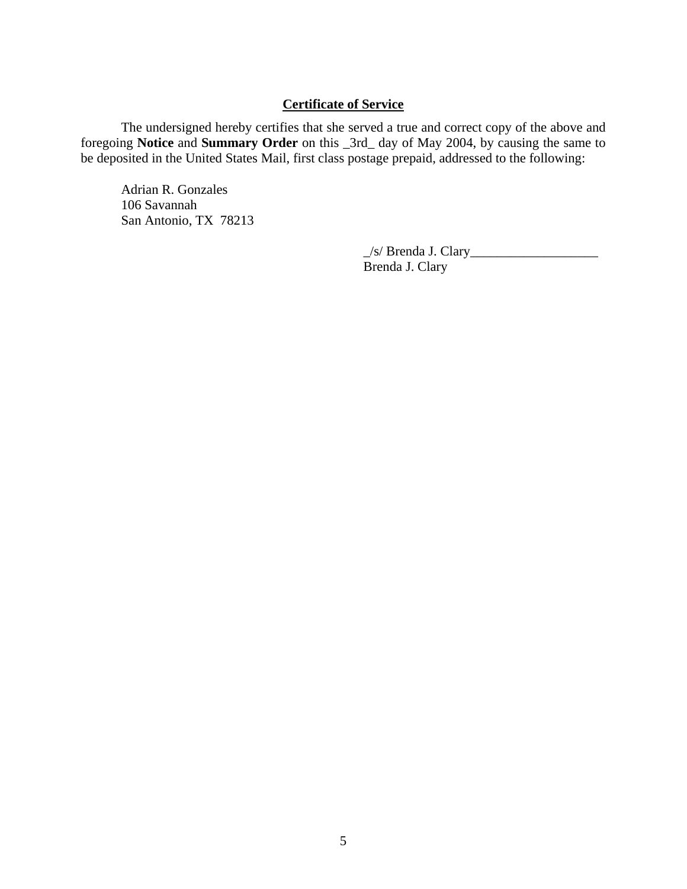## Certificate of Service

The undersigned hereby certifies that she served a true and correct copy of the above and foregoing **Notice** and **Summary Order** on this _3rd_ day of May 2004, by causing the same to be deposited in the United States Mail, first class postage prepaid, addressed to the following:

Adrian R. Gonzales  
106 Savannah  
San Antonio, TX 78213

_/s/ Brenda J. Clary___________________  
Brenda J. Clary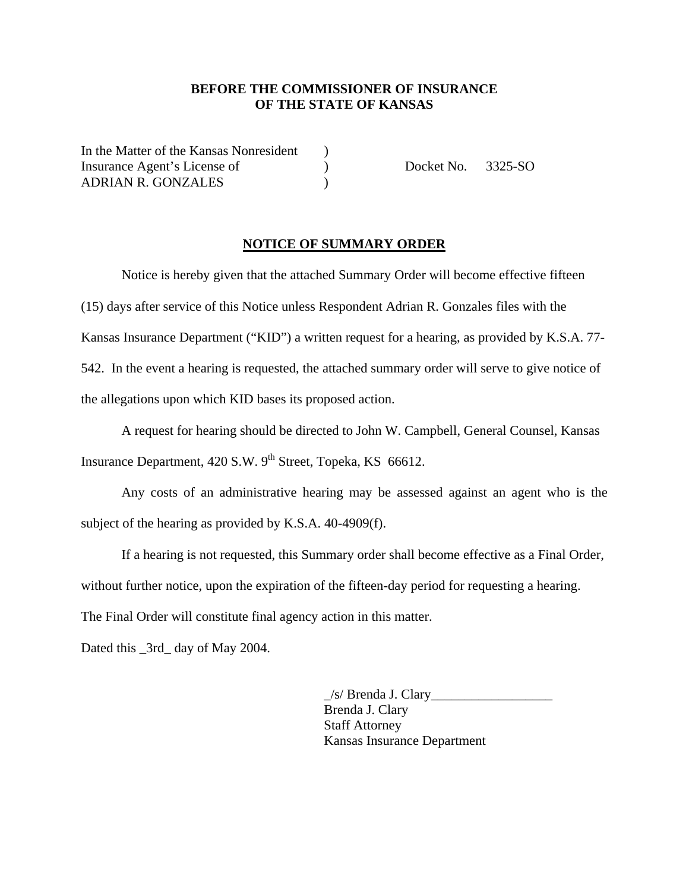**BEFORE THE COMMISSIONER OF INSURANCE**
**OF THE STATE OF KANSAS**

| | | |
|---|---|---|
| In the Matter of the Kansas Nonresident | ) | |
| Insurance Agent's License of | ) | Docket No. 3325-SO |
| ADRIAN R. GONZALES | ) | |

## NOTICE OF SUMMARY ORDER

Notice is hereby given that the attached Summary Order will become effective fifteen (15) days after service of this Notice unless Respondent Adrian R. Gonzales files with the Kansas Insurance Department ("KID") a written request for a hearing, as provided by K.S.A. 77-542. In the event a hearing is requested, the attached summary order will serve to give notice of the allegations upon which KID bases its proposed action.

A request for hearing should be directed to John W. Campbell, General Counsel, Kansas Insurance Department, 420 S.W. 9th Street, Topeka, KS 66612.

Any costs of an administrative hearing may be assessed against an agent who is the subject of the hearing as provided by K.S.A. 40-4909(f).

If a hearing is not requested, this Summary order shall become effective as a Final Order, without further notice, upon the expiration of the fifteen-day period for requesting a hearing. The Final Order will constitute final agency action in this matter.

Dated this _3rd_ day of May 2004.

_/s/ Brenda J. Clary__________________
Brenda J. Clary
Staff Attorney
Kansas Insurance Department